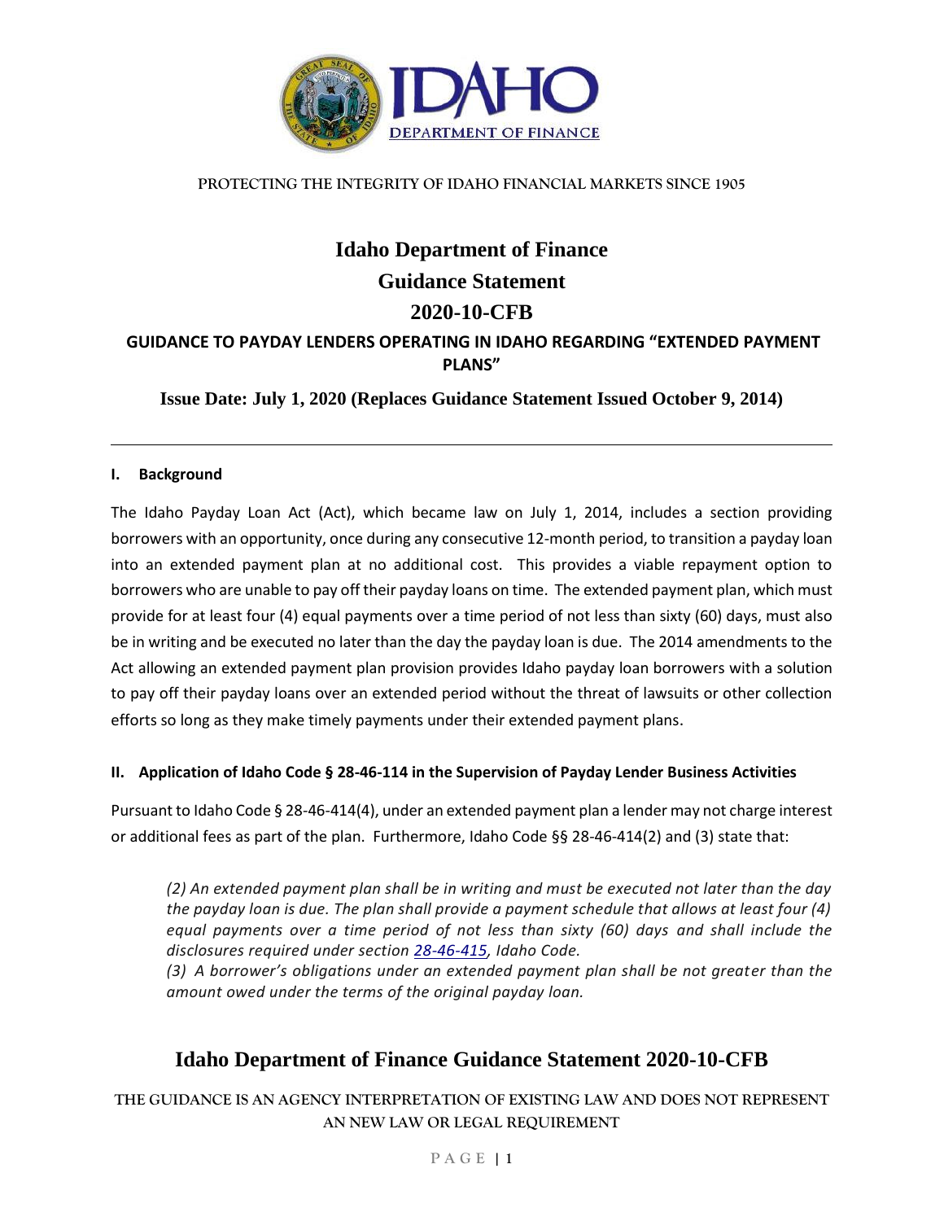PROTECTING THE INTEGRITY OF IDAHO FINANCIAL MARKETS SINCE 1905

# Idaho Department of Finance
# Guidance Statement
# 2020-10-CFB

## GUIDANCE TO PAYDAY LENDERS OPERATING IN IDAHO REGARDING "EXTENDED PAYMENT PLANS"

**Issue Date: July 1, 2020 (Replaces Guidance Statement Issued October 9, 2014)**

---

### I. Background

The Idaho Payday Loan Act (Act), which became law on July 1, 2014, includes a section providing borrowers with an opportunity, once during any consecutive 12-month period, to transition a payday loan into an extended payment plan at no additional cost. This provides a viable repayment option to borrowers who are unable to pay off their payday loans on time. The extended payment plan, which must provide for at least four (4) equal payments over a time period of not less than sixty (60) days, must also be in writing and be executed no later than the day the payday loan is due. The 2014 amendments to the Act allowing an extended payment plan provision provides Idaho payday loan borrowers with a solution to pay off their payday loans over an extended period without the threat of lawsuits or other collection efforts so long as they make timely payments under their extended payment plans.

### II. Application of Idaho Code § 28-46-114 in the Supervision of Payday Lender Business Activities

Pursuant to Idaho Code § 28-46-414(4), under an extended payment plan a lender may not charge interest or additional fees as part of the plan. Furthermore, Idaho Code §§ 28-46-414(2) and (3) state that:

> *(2) An extended payment plan shall be in writing and must be executed not later than the day the payday loan is due. The plan shall provide a payment schedule that allows at least four (4) equal payments over a time period of not less than sixty (60) days and shall include the disclosures required under section 28-46-415, Idaho Code.*
>
> *(3) A borrower's obligations under an extended payment plan shall be not greater than the amount owed under the terms of the original payday loan.*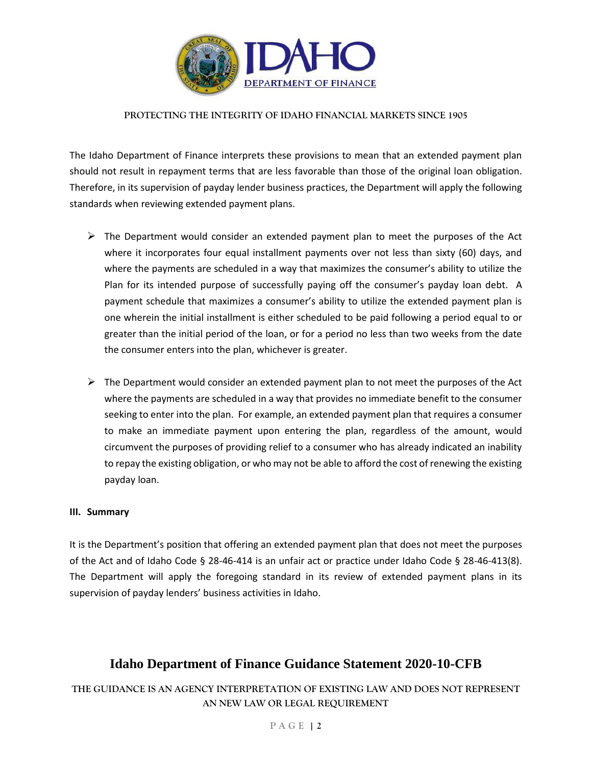The Idaho Department of Finance interprets these provisions to mean that an extended payment plan should not result in repayment terms that are less favorable than those of the original loan obligation. Therefore, in its supervision of payday lender business practices, the Department will apply the following standards when reviewing extended payment plans.

- The Department would consider an extended payment plan to meet the purposes of the Act where it incorporates four equal installment payments over not less than sixty (60) days, and where the payments are scheduled in a way that maximizes the consumer's ability to utilize the Plan for its intended purpose of successfully paying off the consumer's payday loan debt. A payment schedule that maximizes a consumer's ability to utilize the extended payment plan is one wherein the initial installment is either scheduled to be paid following a period equal to or greater than the initial period of the loan, or for a period no less than two weeks from the date the consumer enters into the plan, whichever is greater.

- The Department would consider an extended payment plan to not meet the purposes of the Act where the payments are scheduled in a way that provides no immediate benefit to the consumer seeking to enter into the plan. For example, an extended payment plan that requires a consumer to make an immediate payment upon entering the plan, regardless of the amount, would circumvent the purposes of providing relief to a consumer who has already indicated an inability to repay the existing obligation, or who may not be able to afford the cost of renewing the existing payday loan.

**III. Summary**

It is the Department's position that offering an extended payment plan that does not meet the purposes of the Act and of Idaho Code § 28-46-414 is an unfair act or practice under Idaho Code § 28-46-413(8). The Department will apply the foregoing standard in its review of extended payment plans in its supervision of payday lenders' business activities in Idaho.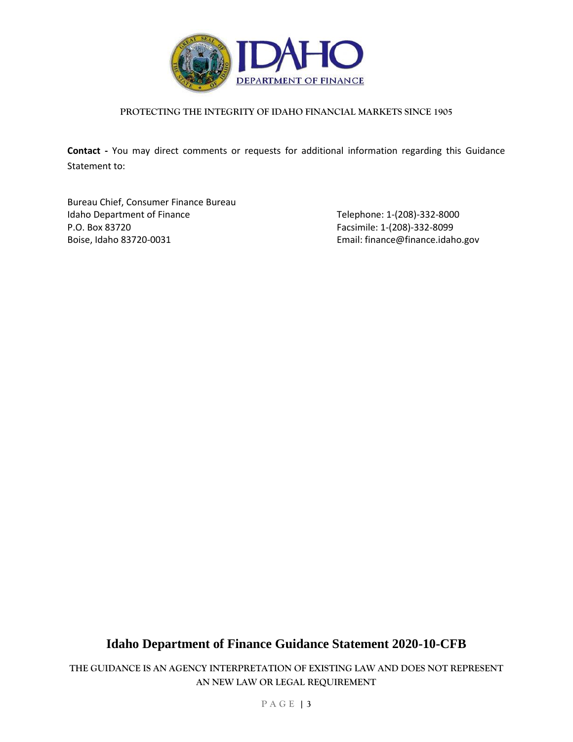**Contact -** You may direct comments or requests for additional information regarding this Guidance Statement to:

Bureau Chief, Consumer Finance Bureau
Idaho Department of Finance
P.O. Box 83720
Boise, Idaho 83720-0031

Telephone: 1-(208)-332-8000
Facsimile: 1-(208)-332-8099
Email: finance@finance.idaho.gov